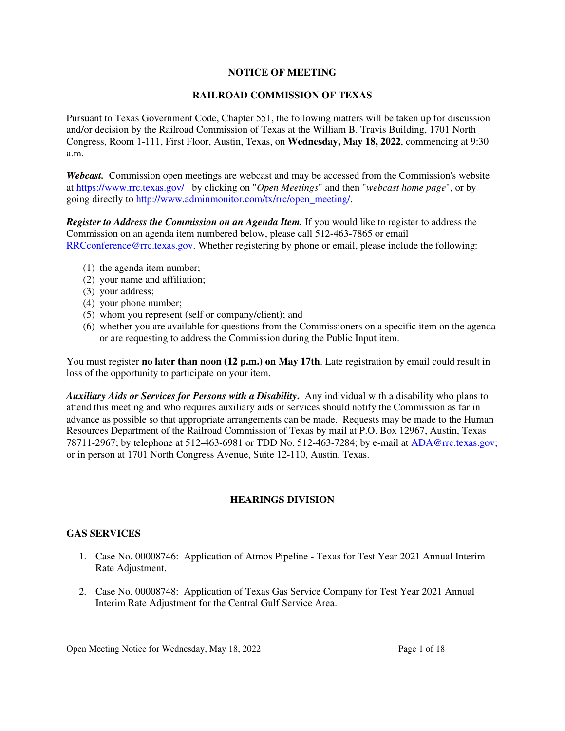# NOTICE OF MEETING

# RAILROAD COMMISSION OF TEXAS

Pursuant to Texas Government Code, Chapter 551, the following matters will be taken up for discussion and/or decision by the Railroad Commission of Texas at the William B. Travis Building, 1701 North Congress, Room 1-111, First Floor, Austin, Texas, on **Wednesday, May 18, 2022**, commencing at 9:30 a.m.

***Webcast.*** Commission open meetings are webcast and may be accessed from the Commission's website at https://www.rrc.texas.gov/ by clicking on "*Open Meetings*" and then "*webcast home page*", or by going directly to http://www.adminmonitor.com/tx/rrc/open_meeting/.

***Register to Address the Commission on an Agenda Item.*** If you would like to register to address the Commission on an agenda item numbered below, please call 512-463-7865 or email RRCconference@rrc.texas.gov. Whether registering by phone or email, please include the following:

(1) the agenda item number;
(2) your name and affiliation;
(3) your address;
(4) your phone number;
(5) whom you represent (self or company/client); and
(6) whether you are available for questions from the Commissioners on a specific item on the agenda or are requesting to address the Commission during the Public Input item.

You must register **no later than noon (12 p.m.) on May 17th**. Late registration by email could result in loss of the opportunity to participate on your item.

***Auxiliary Aids or Services for Persons with a Disability.*** Any individual with a disability who plans to attend this meeting and who requires auxiliary aids or services should notify the Commission as far in advance as possible so that appropriate arrangements can be made. Requests may be made to the Human Resources Department of the Railroad Commission of Texas by mail at P.O. Box 12967, Austin, Texas 78711-2967; by telephone at 512-463-6981 or TDD No. 512-463-7284; by e-mail at ADA@rrc.texas.gov; or in person at 1701 North Congress Avenue, Suite 12-110, Austin, Texas.

## HEARINGS DIVISION

### GAS SERVICES

1. Case No. 00008746: Application of Atmos Pipeline - Texas for Test Year 2021 Annual Interim Rate Adjustment.

2. Case No. 00008748: Application of Texas Gas Service Company for Test Year 2021 Annual Interim Rate Adjustment for the Central Gulf Service Area.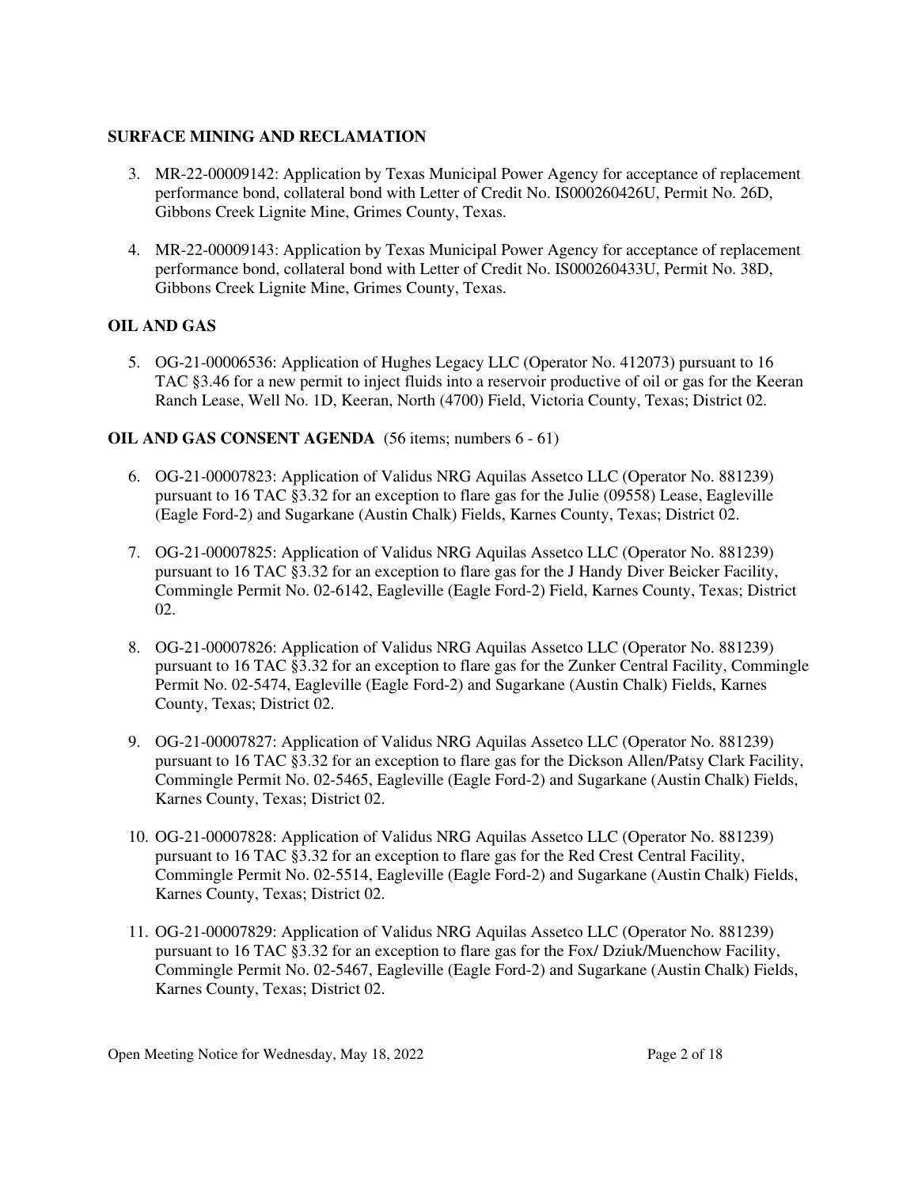## SURFACE MINING AND RECLAMATION

3. MR-22-00009142: Application by Texas Municipal Power Agency for acceptance of replacement performance bond, collateral bond with Letter of Credit No. IS000260426U, Permit No. 26D, Gibbons Creek Lignite Mine, Grimes County, Texas.

4. MR-22-00009143: Application by Texas Municipal Power Agency for acceptance of replacement performance bond, collateral bond with Letter of Credit No. IS000260433U, Permit No. 38D, Gibbons Creek Lignite Mine, Grimes County, Texas.

## OIL AND GAS

5. OG-21-00006536: Application of Hughes Legacy LLC (Operator No. 412073) pursuant to 16 TAC §3.46 for a new permit to inject fluids into a reservoir productive of oil or gas for the Keeran Ranch Lease, Well No. 1D, Keeran, North (4700) Field, Victoria County, Texas; District 02.

## OIL AND GAS CONSENT AGENDA (56 items; numbers 6 - 61)

6. OG-21-00007823: Application of Validus NRG Aquilas Assetco LLC (Operator No. 881239) pursuant to 16 TAC §3.32 for an exception to flare gas for the Julie (09558) Lease, Eagleville (Eagle Ford-2) and Sugarkane (Austin Chalk) Fields, Karnes County, Texas; District 02.

7. OG-21-00007825: Application of Validus NRG Aquilas Assetco LLC (Operator No. 881239) pursuant to 16 TAC §3.32 for an exception to flare gas for the J Handy Diver Beicker Facility, Commingle Permit No. 02-6142, Eagleville (Eagle Ford-2) Field, Karnes County, Texas; District 02.

8. OG-21-00007826: Application of Validus NRG Aquilas Assetco LLC (Operator No. 881239) pursuant to 16 TAC §3.32 for an exception to flare gas for the Zunker Central Facility, Commingle Permit No. 02-5474, Eagleville (Eagle Ford-2) and Sugarkane (Austin Chalk) Fields, Karnes County, Texas; District 02.

9. OG-21-00007827: Application of Validus NRG Aquilas Assetco LLC (Operator No. 881239) pursuant to 16 TAC §3.32 for an exception to flare gas for the Dickson Allen/Patsy Clark Facility, Commingle Permit No. 02-5465, Eagleville (Eagle Ford-2) and Sugarkane (Austin Chalk) Fields, Karnes County, Texas; District 02.

10. OG-21-00007828: Application of Validus NRG Aquilas Assetco LLC (Operator No. 881239) pursuant to 16 TAC §3.32 for an exception to flare gas for the Red Crest Central Facility, Commingle Permit No. 02-5514, Eagleville (Eagle Ford-2) and Sugarkane (Austin Chalk) Fields, Karnes County, Texas; District 02.

11. OG-21-00007829: Application of Validus NRG Aquilas Assetco LLC (Operator No. 881239) pursuant to 16 TAC §3.32 for an exception to flare gas for the Fox/ Dziuk/Muenchow Facility, Commingle Permit No. 02-5467, Eagleville (Eagle Ford-2) and Sugarkane (Austin Chalk) Fields, Karnes County, Texas; District 02.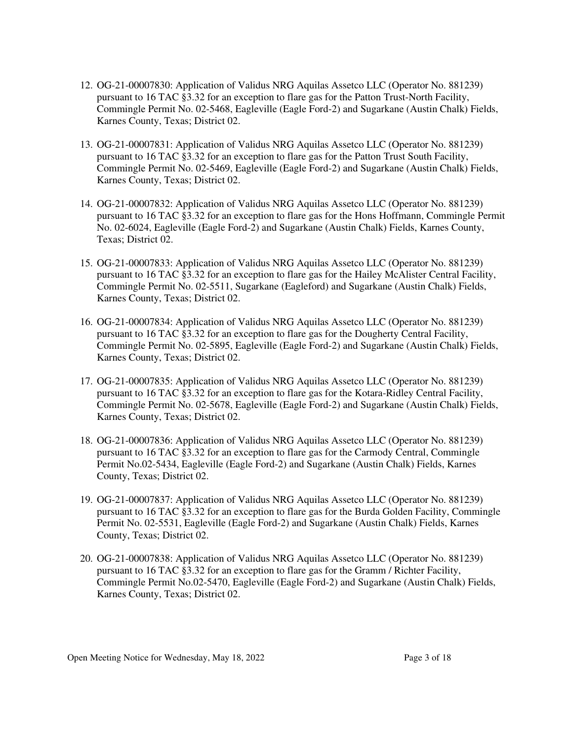12. OG-21-00007830: Application of Validus NRG Aquilas Assetco LLC (Operator No. 881239) pursuant to 16 TAC §3.32 for an exception to flare gas for the Patton Trust-North Facility, Commingle Permit No. 02-5468, Eagleville (Eagle Ford-2) and Sugarkane (Austin Chalk) Fields, Karnes County, Texas; District 02.

13. OG-21-00007831: Application of Validus NRG Aquilas Assetco LLC (Operator No. 881239) pursuant to 16 TAC §3.32 for an exception to flare gas for the Patton Trust South Facility, Commingle Permit No. 02-5469, Eagleville (Eagle Ford-2) and Sugarkane (Austin Chalk) Fields, Karnes County, Texas; District 02.

14. OG-21-00007832: Application of Validus NRG Aquilas Assetco LLC (Operator No. 881239) pursuant to 16 TAC §3.32 for an exception to flare gas for the Hons Hoffmann, Commingle Permit No. 02-6024, Eagleville (Eagle Ford-2) and Sugarkane (Austin Chalk) Fields, Karnes County, Texas; District 02.

15. OG-21-00007833: Application of Validus NRG Aquilas Assetco LLC (Operator No. 881239) pursuant to 16 TAC §3.32 for an exception to flare gas for the Hailey McAlister Central Facility, Commingle Permit No. 02-5511, Sugarkane (Eagleford) and Sugarkane (Austin Chalk) Fields, Karnes County, Texas; District 02.

16. OG-21-00007834: Application of Validus NRG Aquilas Assetco LLC (Operator No. 881239) pursuant to 16 TAC §3.32 for an exception to flare gas for the Dougherty Central Facility, Commingle Permit No. 02-5895, Eagleville (Eagle Ford-2) and Sugarkane (Austin Chalk) Fields, Karnes County, Texas; District 02.

17. OG-21-00007835: Application of Validus NRG Aquilas Assetco LLC (Operator No. 881239) pursuant to 16 TAC §3.32 for an exception to flare gas for the Kotara-Ridley Central Facility, Commingle Permit No. 02-5678, Eagleville (Eagle Ford-2) and Sugarkane (Austin Chalk) Fields, Karnes County, Texas; District 02.

18. OG-21-00007836: Application of Validus NRG Aquilas Assetco LLC (Operator No. 881239) pursuant to 16 TAC §3.32 for an exception to flare gas for the Carmody Central, Commingle Permit No.02-5434, Eagleville (Eagle Ford-2) and Sugarkane (Austin Chalk) Fields, Karnes County, Texas; District 02.

19. OG-21-00007837: Application of Validus NRG Aquilas Assetco LLC (Operator No. 881239) pursuant to 16 TAC §3.32 for an exception to flare gas for the Burda Golden Facility, Commingle Permit No. 02-5531, Eagleville (Eagle Ford-2) and Sugarkane (Austin Chalk) Fields, Karnes County, Texas; District 02.

20. OG-21-00007838: Application of Validus NRG Aquilas Assetco LLC (Operator No. 881239) pursuant to 16 TAC §3.32 for an exception to flare gas for the Gramm / Richter Facility, Commingle Permit No.02-5470, Eagleville (Eagle Ford-2) and Sugarkane (Austin Chalk) Fields, Karnes County, Texas; District 02.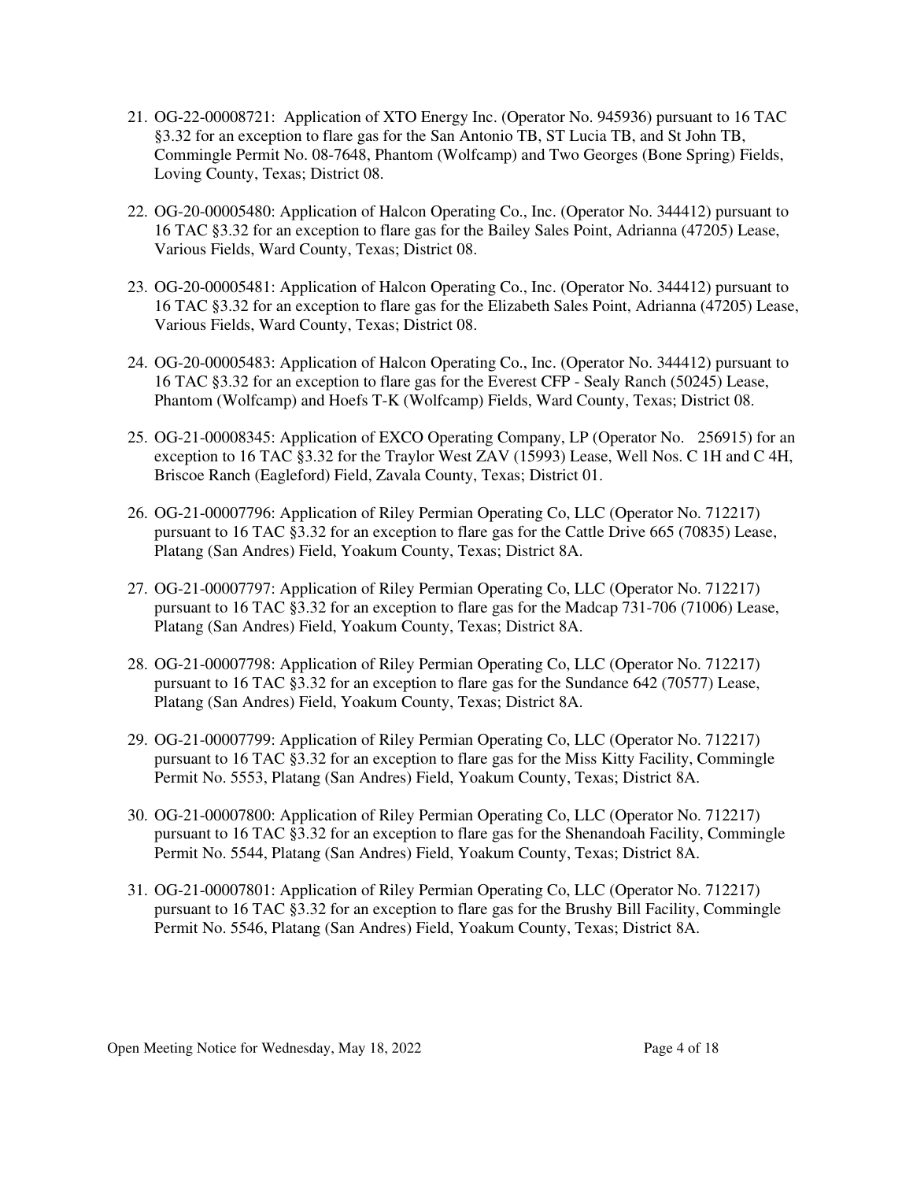21. OG-22-00008721: Application of XTO Energy Inc. (Operator No. 945936) pursuant to 16 TAC §3.32 for an exception to flare gas for the San Antonio TB, ST Lucia TB, and St John TB, Commingle Permit No. 08-7648, Phantom (Wolfcamp) and Two Georges (Bone Spring) Fields, Loving County, Texas; District 08.

22. OG-20-00005480: Application of Halcon Operating Co., Inc. (Operator No. 344412) pursuant to 16 TAC §3.32 for an exception to flare gas for the Bailey Sales Point, Adrianna (47205) Lease, Various Fields, Ward County, Texas; District 08.

23. OG-20-00005481: Application of Halcon Operating Co., Inc. (Operator No. 344412) pursuant to 16 TAC §3.32 for an exception to flare gas for the Elizabeth Sales Point, Adrianna (47205) Lease, Various Fields, Ward County, Texas; District 08.

24. OG-20-00005483: Application of Halcon Operating Co., Inc. (Operator No. 344412) pursuant to 16 TAC §3.32 for an exception to flare gas for the Everest CFP - Sealy Ranch (50245) Lease, Phantom (Wolfcamp) and Hoefs T-K (Wolfcamp) Fields, Ward County, Texas; District 08.

25. OG-21-00008345: Application of EXCO Operating Company, LP (Operator No. 256915) for an exception to 16 TAC §3.32 for the Traylor West ZAV (15993) Lease, Well Nos. C 1H and C 4H, Briscoe Ranch (Eagleford) Field, Zavala County, Texas; District 01.

26. OG-21-00007796: Application of Riley Permian Operating Co, LLC (Operator No. 712217) pursuant to 16 TAC §3.32 for an exception to flare gas for the Cattle Drive 665 (70835) Lease, Platang (San Andres) Field, Yoakum County, Texas; District 8A.

27. OG-21-00007797: Application of Riley Permian Operating Co, LLC (Operator No. 712217) pursuant to 16 TAC §3.32 for an exception to flare gas for the Madcap 731-706 (71006) Lease, Platang (San Andres) Field, Yoakum County, Texas; District 8A.

28. OG-21-00007798: Application of Riley Permian Operating Co, LLC (Operator No. 712217) pursuant to 16 TAC §3.32 for an exception to flare gas for the Sundance 642 (70577) Lease, Platang (San Andres) Field, Yoakum County, Texas; District 8A.

29. OG-21-00007799: Application of Riley Permian Operating Co, LLC (Operator No. 712217) pursuant to 16 TAC §3.32 for an exception to flare gas for the Miss Kitty Facility, Commingle Permit No. 5553, Platang (San Andres) Field, Yoakum County, Texas; District 8A.

30. OG-21-00007800: Application of Riley Permian Operating Co, LLC (Operator No. 712217) pursuant to 16 TAC §3.32 for an exception to flare gas for the Shenandoah Facility, Commingle Permit No. 5544, Platang (San Andres) Field, Yoakum County, Texas; District 8A.

31. OG-21-00007801: Application of Riley Permian Operating Co, LLC (Operator No. 712217) pursuant to 16 TAC §3.32 for an exception to flare gas for the Brushy Bill Facility, Commingle Permit No. 5546, Platang (San Andres) Field, Yoakum County, Texas; District 8A.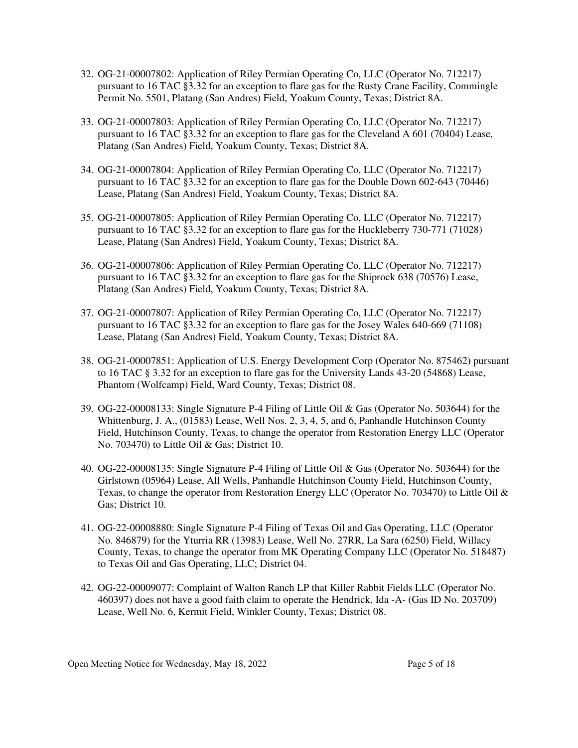32. OG-21-00007802: Application of Riley Permian Operating Co, LLC (Operator No. 712217) pursuant to 16 TAC §3.32 for an exception to flare gas for the Rusty Crane Facility, Commingle Permit No. 5501, Platang (San Andres) Field, Yoakum County, Texas; District 8A.

33. OG-21-00007803: Application of Riley Permian Operating Co, LLC (Operator No. 712217) pursuant to 16 TAC §3.32 for an exception to flare gas for the Cleveland A 601 (70404) Lease, Platang (San Andres) Field, Yoakum County, Texas; District 8A.

34. OG-21-00007804: Application of Riley Permian Operating Co, LLC (Operator No. 712217) pursuant to 16 TAC §3.32 for an exception to flare gas for the Double Down 602-643 (70446) Lease, Platang (San Andres) Field, Yoakum County, Texas; District 8A.

35. OG-21-00007805: Application of Riley Permian Operating Co, LLC (Operator No. 712217) pursuant to 16 TAC §3.32 for an exception to flare gas for the Huckleberry 730-771 (71028) Lease, Platang (San Andres) Field, Yoakum County, Texas; District 8A.

36. OG-21-00007806: Application of Riley Permian Operating Co, LLC (Operator No. 712217) pursuant to 16 TAC §3.32 for an exception to flare gas for the Shiprock 638 (70576) Lease, Platang (San Andres) Field, Yoakum County, Texas; District 8A.

37. OG-21-00007807: Application of Riley Permian Operating Co, LLC (Operator No. 712217) pursuant to 16 TAC §3.32 for an exception to flare gas for the Josey Wales 640-669 (71108) Lease, Platang (San Andres) Field, Yoakum County, Texas; District 8A.

38. OG-21-00007851: Application of U.S. Energy Development Corp (Operator No. 875462) pursuant to 16 TAC § 3.32 for an exception to flare gas for the University Lands 43-20 (54868) Lease, Phantom (Wolfcamp) Field, Ward County, Texas; District 08.

39. OG-22-00008133: Single Signature P-4 Filing of Little Oil & Gas (Operator No. 503644) for the Whittenburg, J. A., (01583) Lease, Well Nos. 2, 3, 4, 5, and 6, Panhandle Hutchinson County Field, Hutchinson County, Texas, to change the operator from Restoration Energy LLC (Operator No. 703470) to Little Oil & Gas; District 10.

40. OG-22-00008135: Single Signature P-4 Filing of Little Oil & Gas (Operator No. 503644) for the Girlstown (05964) Lease, All Wells, Panhandle Hutchinson County Field, Hutchinson County, Texas, to change the operator from Restoration Energy LLC (Operator No. 703470) to Little Oil & Gas; District 10.

41. OG-22-00008880: Single Signature P-4 Filing of Texas Oil and Gas Operating, LLC (Operator No. 846879) for the Yturria RR (13983) Lease, Well No. 27RR, La Sara (6250) Field, Willacy County, Texas, to change the operator from MK Operating Company LLC (Operator No. 518487) to Texas Oil and Gas Operating, LLC; District 04.

42. OG-22-00009077: Complaint of Walton Ranch LP that Killer Rabbit Fields LLC (Operator No. 460397) does not have a good faith claim to operate the Hendrick, Ida -A- (Gas ID No. 203709) Lease, Well No. 6, Kermit Field, Winkler County, Texas; District 08.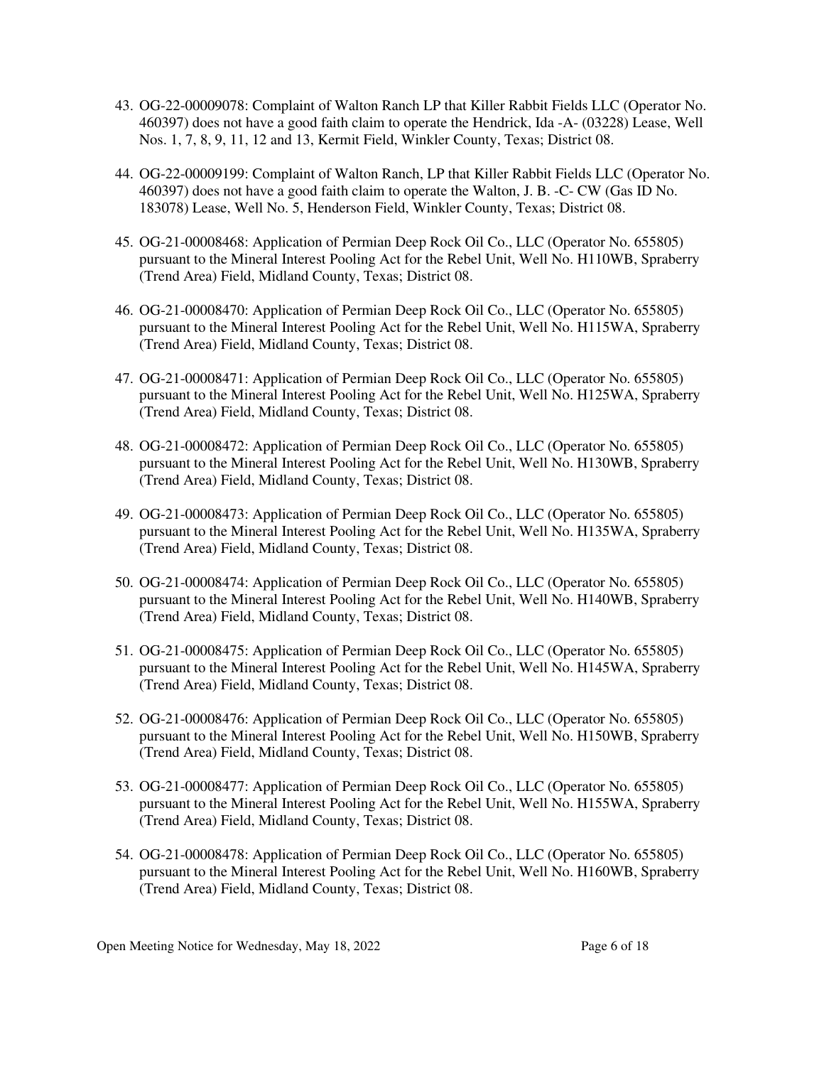43. OG-22-00009078: Complaint of Walton Ranch LP that Killer Rabbit Fields LLC (Operator No. 460397) does not have a good faith claim to operate the Hendrick, Ida -A- (03228) Lease, Well Nos. 1, 7, 8, 9, 11, 12 and 13, Kermit Field, Winkler County, Texas; District 08.

44. OG-22-00009199: Complaint of Walton Ranch, LP that Killer Rabbit Fields LLC (Operator No. 460397) does not have a good faith claim to operate the Walton, J. B. -C- CW (Gas ID No. 183078) Lease, Well No. 5, Henderson Field, Winkler County, Texas; District 08.

45. OG-21-00008468: Application of Permian Deep Rock Oil Co., LLC (Operator No. 655805) pursuant to the Mineral Interest Pooling Act for the Rebel Unit, Well No. H110WB, Spraberry (Trend Area) Field, Midland County, Texas; District 08.

46. OG-21-00008470: Application of Permian Deep Rock Oil Co., LLC (Operator No. 655805) pursuant to the Mineral Interest Pooling Act for the Rebel Unit, Well No. H115WA, Spraberry (Trend Area) Field, Midland County, Texas; District 08.

47. OG-21-00008471: Application of Permian Deep Rock Oil Co., LLC (Operator No. 655805) pursuant to the Mineral Interest Pooling Act for the Rebel Unit, Well No. H125WA, Spraberry (Trend Area) Field, Midland County, Texas; District 08.

48. OG-21-00008472: Application of Permian Deep Rock Oil Co., LLC (Operator No. 655805) pursuant to the Mineral Interest Pooling Act for the Rebel Unit, Well No. H130WB, Spraberry (Trend Area) Field, Midland County, Texas; District 08.

49. OG-21-00008473: Application of Permian Deep Rock Oil Co., LLC (Operator No. 655805) pursuant to the Mineral Interest Pooling Act for the Rebel Unit, Well No. H135WA, Spraberry (Trend Area) Field, Midland County, Texas; District 08.

50. OG-21-00008474: Application of Permian Deep Rock Oil Co., LLC (Operator No. 655805) pursuant to the Mineral Interest Pooling Act for the Rebel Unit, Well No. H140WB, Spraberry (Trend Area) Field, Midland County, Texas; District 08.

51. OG-21-00008475: Application of Permian Deep Rock Oil Co., LLC (Operator No. 655805) pursuant to the Mineral Interest Pooling Act for the Rebel Unit, Well No. H145WA, Spraberry (Trend Area) Field, Midland County, Texas; District 08.

52. OG-21-00008476: Application of Permian Deep Rock Oil Co., LLC (Operator No. 655805) pursuant to the Mineral Interest Pooling Act for the Rebel Unit, Well No. H150WB, Spraberry (Trend Area) Field, Midland County, Texas; District 08.

53. OG-21-00008477: Application of Permian Deep Rock Oil Co., LLC (Operator No. 655805) pursuant to the Mineral Interest Pooling Act for the Rebel Unit, Well No. H155WA, Spraberry (Trend Area) Field, Midland County, Texas; District 08.

54. OG-21-00008478: Application of Permian Deep Rock Oil Co., LLC (Operator No. 655805) pursuant to the Mineral Interest Pooling Act for the Rebel Unit, Well No. H160WB, Spraberry (Trend Area) Field, Midland County, Texas; District 08.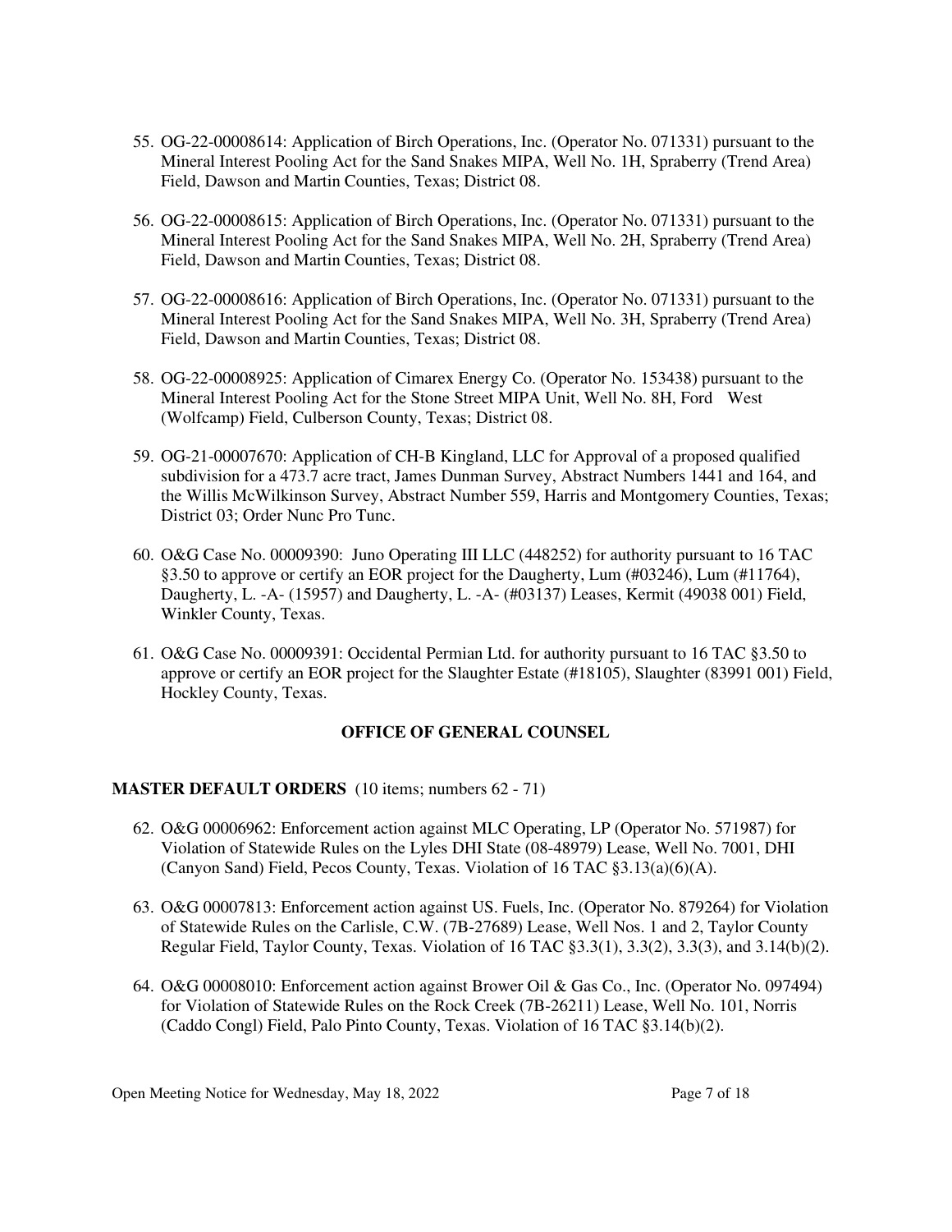55. OG-22-00008614: Application of Birch Operations, Inc. (Operator No. 071331) pursuant to the Mineral Interest Pooling Act for the Sand Snakes MIPA, Well No. 1H, Spraberry (Trend Area) Field, Dawson and Martin Counties, Texas; District 08.

56. OG-22-00008615: Application of Birch Operations, Inc. (Operator No. 071331) pursuant to the Mineral Interest Pooling Act for the Sand Snakes MIPA, Well No. 2H, Spraberry (Trend Area) Field, Dawson and Martin Counties, Texas; District 08.

57. OG-22-00008616: Application of Birch Operations, Inc. (Operator No. 071331) pursuant to the Mineral Interest Pooling Act for the Sand Snakes MIPA, Well No. 3H, Spraberry (Trend Area) Field, Dawson and Martin Counties, Texas; District 08.

58. OG-22-00008925: Application of Cimarex Energy Co. (Operator No. 153438) pursuant to the Mineral Interest Pooling Act for the Stone Street MIPA Unit, Well No. 8H, Ford West (Wolfcamp) Field, Culberson County, Texas; District 08.

59. OG-21-00007670: Application of CH-B Kingland, LLC for Approval of a proposed qualified subdivision for a 473.7 acre tract, James Dunman Survey, Abstract Numbers 1441 and 164, and the Willis McWilkinson Survey, Abstract Number 559, Harris and Montgomery Counties, Texas; District 03; Order Nunc Pro Tunc.

60. O&G Case No. 00009390: Juno Operating III LLC (448252) for authority pursuant to 16 TAC §3.50 to approve or certify an EOR project for the Daugherty, Lum (#03246), Lum (#11764), Daugherty, L. -A- (15957) and Daugherty, L. -A- (#03137) Leases, Kermit (49038 001) Field, Winkler County, Texas.

61. O&G Case No. 00009391: Occidental Permian Ltd. for authority pursuant to 16 TAC §3.50 to approve or certify an EOR project for the Slaughter Estate (#18105), Slaughter (83991 001) Field, Hockley County, Texas.

## OFFICE OF GENERAL COUNSEL

**MASTER DEFAULT ORDERS** (10 items; numbers 62 - 71)

62. O&G 00006962: Enforcement action against MLC Operating, LP (Operator No. 571987) for Violation of Statewide Rules on the Lyles DHI State (08-48979) Lease, Well No. 7001, DHI (Canyon Sand) Field, Pecos County, Texas. Violation of 16 TAC §3.13(a)(6)(A).

63. O&G 00007813: Enforcement action against US. Fuels, Inc. (Operator No. 879264) for Violation of Statewide Rules on the Carlisle, C.W. (7B-27689) Lease, Well Nos. 1 and 2, Taylor County Regular Field, Taylor County, Texas. Violation of 16 TAC §3.3(1), 3.3(2), 3.3(3), and 3.14(b)(2).

64. O&G 00008010: Enforcement action against Brower Oil & Gas Co., Inc. (Operator No. 097494) for Violation of Statewide Rules on the Rock Creek (7B-26211) Lease, Well No. 101, Norris (Caddo Congl) Field, Palo Pinto County, Texas. Violation of 16 TAC §3.14(b)(2).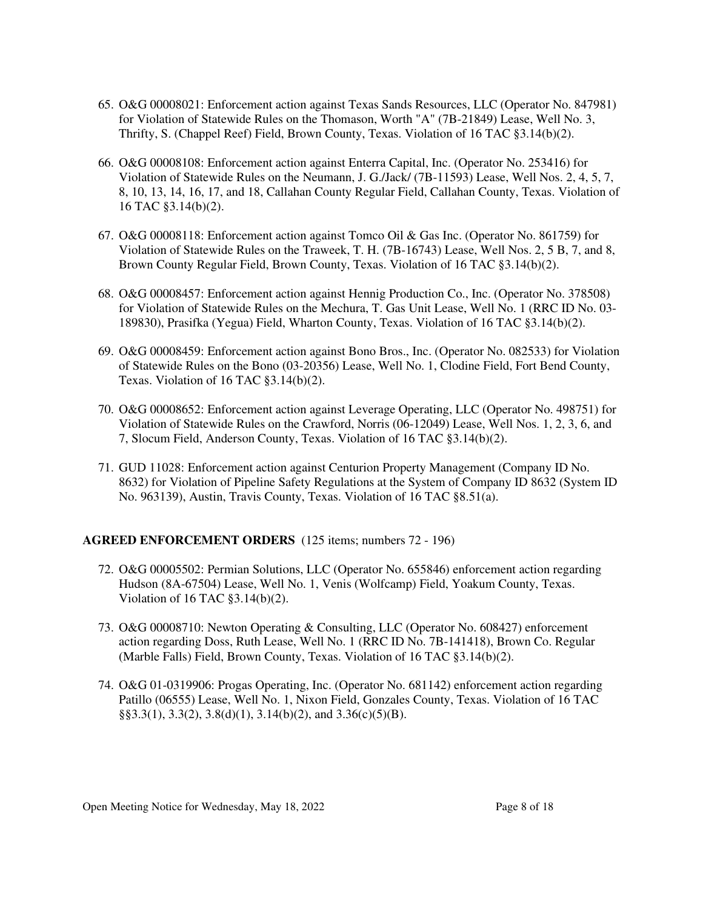65. O&G 00008021: Enforcement action against Texas Sands Resources, LLC (Operator No. 847981) for Violation of Statewide Rules on the Thomason, Worth "A" (7B-21849) Lease, Well No. 3, Thrifty, S. (Chappel Reef) Field, Brown County, Texas. Violation of 16 TAC §3.14(b)(2).

66. O&G 00008108: Enforcement action against Enterra Capital, Inc. (Operator No. 253416) for Violation of Statewide Rules on the Neumann, J. G./Jack/ (7B-11593) Lease, Well Nos. 2, 4, 5, 7, 8, 10, 13, 14, 16, 17, and 18, Callahan County Regular Field, Callahan County, Texas. Violation of 16 TAC §3.14(b)(2).

67. O&G 00008118: Enforcement action against Tomco Oil & Gas Inc. (Operator No. 861759) for Violation of Statewide Rules on the Traweek, T. H. (7B-16743) Lease, Well Nos. 2, 5 B, 7, and 8, Brown County Regular Field, Brown County, Texas. Violation of 16 TAC §3.14(b)(2).

68. O&G 00008457: Enforcement action against Hennig Production Co., Inc. (Operator No. 378508) for Violation of Statewide Rules on the Mechura, T. Gas Unit Lease, Well No. 1 (RRC ID No. 03-189830), Prasifka (Yegua) Field, Wharton County, Texas. Violation of 16 TAC §3.14(b)(2).

69. O&G 00008459: Enforcement action against Bono Bros., Inc. (Operator No. 082533) for Violation of Statewide Rules on the Bono (03-20356) Lease, Well No. 1, Clodine Field, Fort Bend County, Texas. Violation of 16 TAC §3.14(b)(2).

70. O&G 00008652: Enforcement action against Leverage Operating, LLC (Operator No. 498751) for Violation of Statewide Rules on the Crawford, Norris (06-12049) Lease, Well Nos. 1, 2, 3, 6, and 7, Slocum Field, Anderson County, Texas. Violation of 16 TAC §3.14(b)(2).

71. GUD 11028: Enforcement action against Centurion Property Management (Company ID No. 8632) for Violation of Pipeline Safety Regulations at the System of Company ID 8632 (System ID No. 963139), Austin, Travis County, Texas. Violation of 16 TAC §8.51(a).

**AGREED ENFORCEMENT ORDERS** (125 items; numbers 72 - 196)

72. O&G 00005502: Permian Solutions, LLC (Operator No. 655846) enforcement action regarding Hudson (8A-67504) Lease, Well No. 1, Venis (Wolfcamp) Field, Yoakum County, Texas. Violation of 16 TAC §3.14(b)(2).

73. O&G 00008710: Newton Operating & Consulting, LLC (Operator No. 608427) enforcement action regarding Doss, Ruth Lease, Well No. 1 (RRC ID No. 7B-141418), Brown Co. Regular (Marble Falls) Field, Brown County, Texas. Violation of 16 TAC §3.14(b)(2).

74. O&G 01-0319906: Progas Operating, Inc. (Operator No. 681142) enforcement action regarding Patillo (06555) Lease, Well No. 1, Nixon Field, Gonzales County, Texas. Violation of 16 TAC §§3.3(1), 3.3(2), 3.8(d)(1), 3.14(b)(2), and 3.36(c)(5)(B).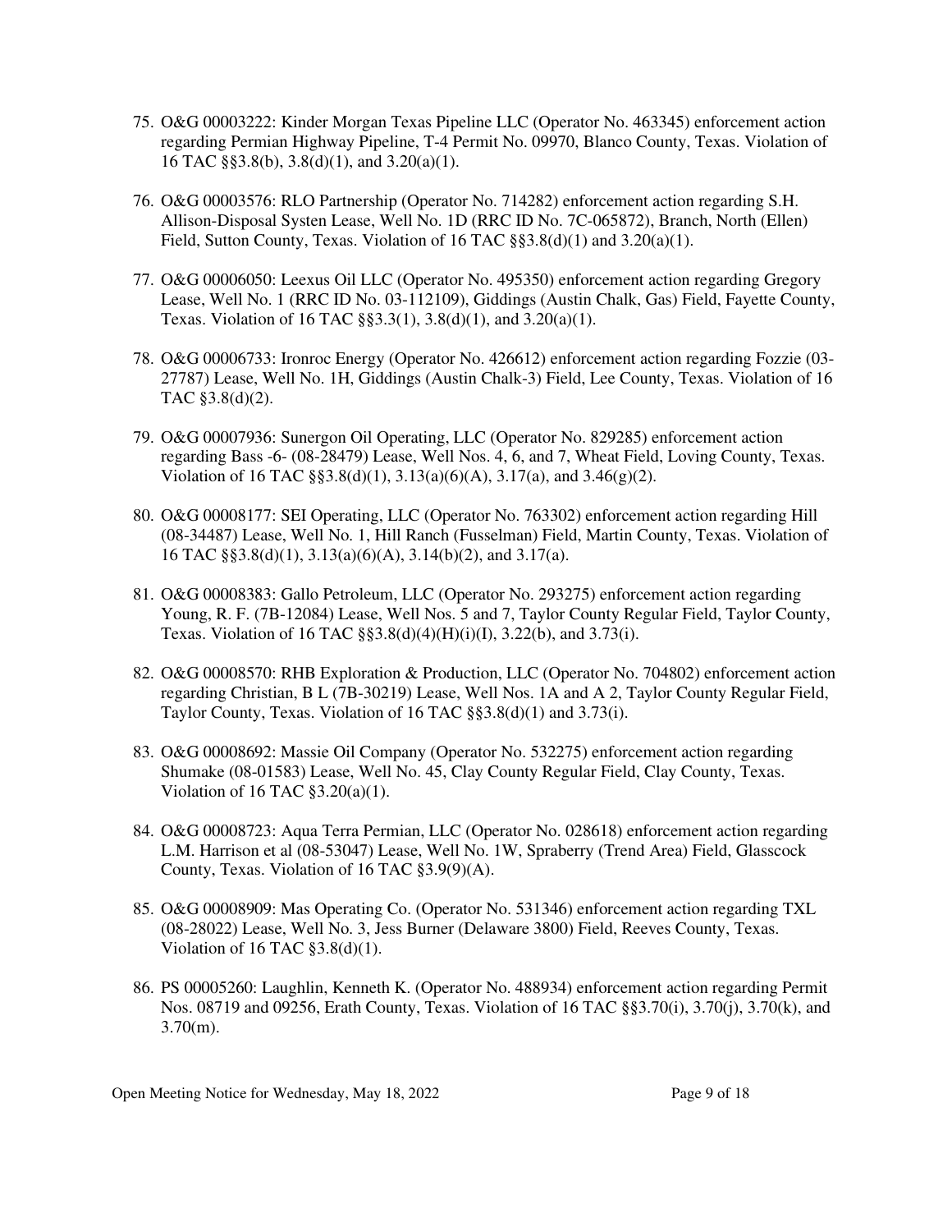75. O&G 00003222: Kinder Morgan Texas Pipeline LLC (Operator No. 463345) enforcement action regarding Permian Highway Pipeline, T-4 Permit No. 09970, Blanco County, Texas. Violation of 16 TAC §§3.8(b), 3.8(d)(1), and 3.20(a)(1).

76. O&G 00003576: RLO Partnership (Operator No. 714282) enforcement action regarding S.H. Allison-Disposal Systen Lease, Well No. 1D (RRC ID No. 7C-065872), Branch, North (Ellen) Field, Sutton County, Texas. Violation of 16 TAC §§3.8(d)(1) and 3.20(a)(1).

77. O&G 00006050: Leexus Oil LLC (Operator No. 495350) enforcement action regarding Gregory Lease, Well No. 1 (RRC ID No. 03-112109), Giddings (Austin Chalk, Gas) Field, Fayette County, Texas. Violation of 16 TAC §§3.3(1), 3.8(d)(1), and 3.20(a)(1).

78. O&G 00006733: Ironroc Energy (Operator No. 426612) enforcement action regarding Fozzie (03-27787) Lease, Well No. 1H, Giddings (Austin Chalk-3) Field, Lee County, Texas. Violation of 16 TAC §3.8(d)(2).

79. O&G 00007936: Sunergon Oil Operating, LLC (Operator No. 829285) enforcement action regarding Bass -6- (08-28479) Lease, Well Nos. 4, 6, and 7, Wheat Field, Loving County, Texas. Violation of 16 TAC §§3.8(d)(1), 3.13(a)(6)(A), 3.17(a), and 3.46(g)(2).

80. O&G 00008177: SEI Operating, LLC (Operator No. 763302) enforcement action regarding Hill (08-34487) Lease, Well No. 1, Hill Ranch (Fusselman) Field, Martin County, Texas. Violation of 16 TAC §§3.8(d)(1), 3.13(a)(6)(A), 3.14(b)(2), and 3.17(a).

81. O&G 00008383: Gallo Petroleum, LLC (Operator No. 293275) enforcement action regarding Young, R. F. (7B-12084) Lease, Well Nos. 5 and 7, Taylor County Regular Field, Taylor County, Texas. Violation of 16 TAC §§3.8(d)(4)(H)(i)(I), 3.22(b), and 3.73(i).

82. O&G 00008570: RHB Exploration & Production, LLC (Operator No. 704802) enforcement action regarding Christian, B L (7B-30219) Lease, Well Nos. 1A and A 2, Taylor County Regular Field, Taylor County, Texas. Violation of 16 TAC §§3.8(d)(1) and 3.73(i).

83. O&G 00008692: Massie Oil Company (Operator No. 532275) enforcement action regarding Shumake (08-01583) Lease, Well No. 45, Clay County Regular Field, Clay County, Texas. Violation of 16 TAC §3.20(a)(1).

84. O&G 00008723: Aqua Terra Permian, LLC (Operator No. 028618) enforcement action regarding L.M. Harrison et al (08-53047) Lease, Well No. 1W, Spraberry (Trend Area) Field, Glasscock County, Texas. Violation of 16 TAC §3.9(9)(A).

85. O&G 00008909: Mas Operating Co. (Operator No. 531346) enforcement action regarding TXL (08-28022) Lease, Well No. 3, Jess Burner (Delaware 3800) Field, Reeves County, Texas. Violation of 16 TAC §3.8(d)(1).

86. PS 00005260: Laughlin, Kenneth K. (Operator No. 488934) enforcement action regarding Permit Nos. 08719 and 09256, Erath County, Texas. Violation of 16 TAC §§3.70(i), 3.70(j), 3.70(k), and 3.70(m).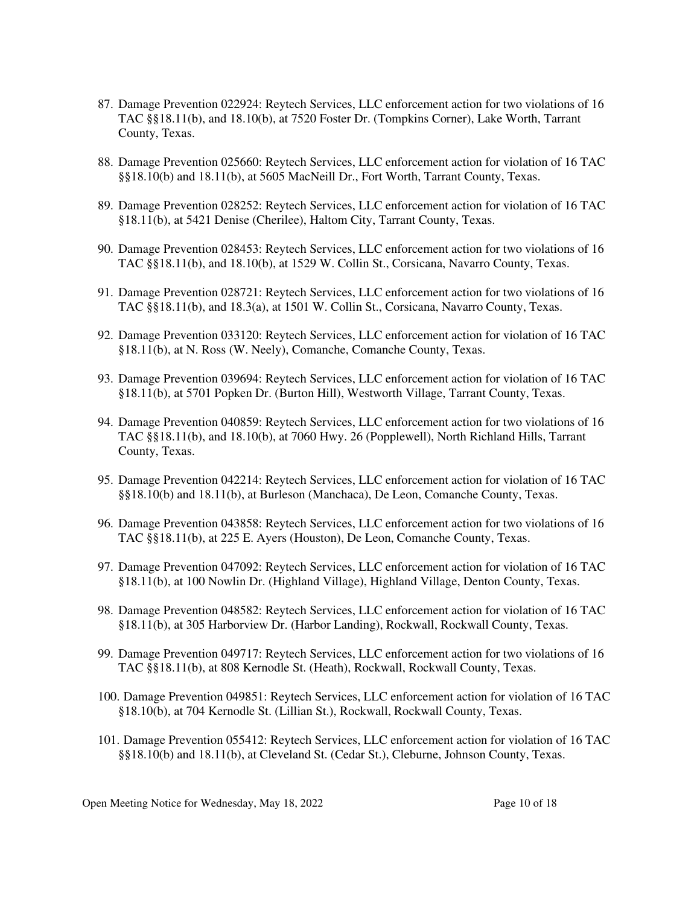87. Damage Prevention 022924: Reytech Services, LLC enforcement action for two violations of 16 TAC §§18.11(b), and 18.10(b), at 7520 Foster Dr. (Tompkins Corner), Lake Worth, Tarrant County, Texas.

88. Damage Prevention 025660: Reytech Services, LLC enforcement action for violation of 16 TAC §§18.10(b) and 18.11(b), at 5605 MacNeill Dr., Fort Worth, Tarrant County, Texas.

89. Damage Prevention 028252: Reytech Services, LLC enforcement action for violation of 16 TAC §18.11(b), at 5421 Denise (Cherilee), Haltom City, Tarrant County, Texas.

90. Damage Prevention 028453: Reytech Services, LLC enforcement action for two violations of 16 TAC §§18.11(b), and 18.10(b), at 1529 W. Collin St., Corsicana, Navarro County, Texas.

91. Damage Prevention 028721: Reytech Services, LLC enforcement action for two violations of 16 TAC §§18.11(b), and 18.3(a), at 1501 W. Collin St., Corsicana, Navarro County, Texas.

92. Damage Prevention 033120: Reytech Services, LLC enforcement action for violation of 16 TAC §18.11(b), at N. Ross (W. Neely), Comanche, Comanche County, Texas.

93. Damage Prevention 039694: Reytech Services, LLC enforcement action for violation of 16 TAC §18.11(b), at 5701 Popken Dr. (Burton Hill), Westworth Village, Tarrant County, Texas.

94. Damage Prevention 040859: Reytech Services, LLC enforcement action for two violations of 16 TAC §§18.11(b), and 18.10(b), at 7060 Hwy. 26 (Popplewell), North Richland Hills, Tarrant County, Texas.

95. Damage Prevention 042214: Reytech Services, LLC enforcement action for violation of 16 TAC §§18.10(b) and 18.11(b), at Burleson (Manchaca), De Leon, Comanche County, Texas.

96. Damage Prevention 043858: Reytech Services, LLC enforcement action for two violations of 16 TAC §§18.11(b), at 225 E. Ayers (Houston), De Leon, Comanche County, Texas.

97. Damage Prevention 047092: Reytech Services, LLC enforcement action for violation of 16 TAC §18.11(b), at 100 Nowlin Dr. (Highland Village), Highland Village, Denton County, Texas.

98. Damage Prevention 048582: Reytech Services, LLC enforcement action for violation of 16 TAC §18.11(b), at 305 Harborview Dr. (Harbor Landing), Rockwall, Rockwall County, Texas.

99. Damage Prevention 049717: Reytech Services, LLC enforcement action for two violations of 16 TAC §§18.11(b), at 808 Kernodle St. (Heath), Rockwall, Rockwall County, Texas.

100. Damage Prevention 049851: Reytech Services, LLC enforcement action for violation of 16 TAC §18.10(b), at 704 Kernodle St. (Lillian St.), Rockwall, Rockwall County, Texas.

101. Damage Prevention 055412: Reytech Services, LLC enforcement action for violation of 16 TAC §§18.10(b) and 18.11(b), at Cleveland St. (Cedar St.), Cleburne, Johnson County, Texas.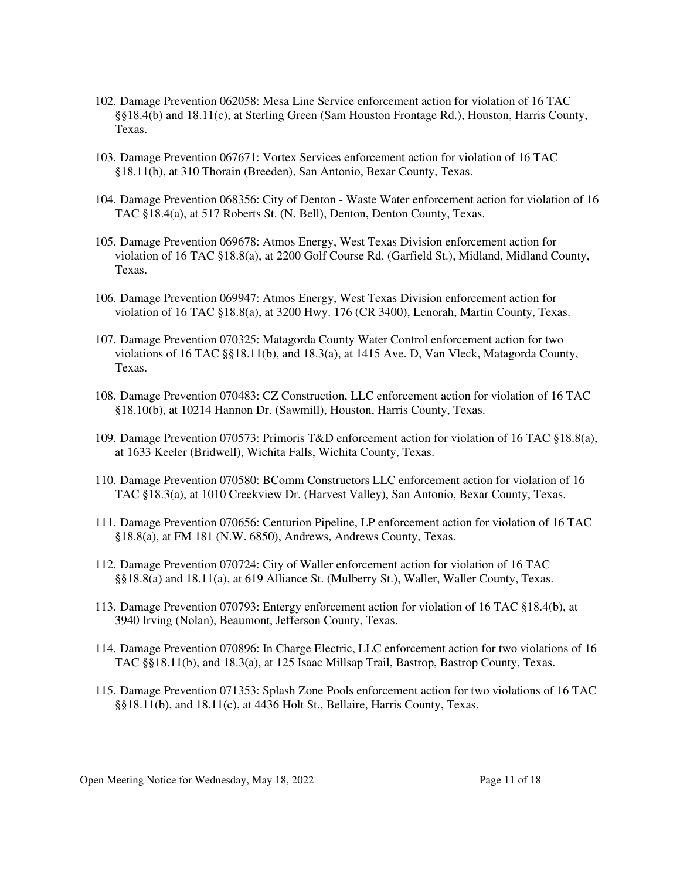102. Damage Prevention 062058: Mesa Line Service enforcement action for violation of 16 TAC §§18.4(b) and 18.11(c), at Sterling Green (Sam Houston Frontage Rd.), Houston, Harris County, Texas.

103. Damage Prevention 067671: Vortex Services enforcement action for violation of 16 TAC §18.11(b), at 310 Thorain (Breeden), San Antonio, Bexar County, Texas.

104. Damage Prevention 068356: City of Denton - Waste Water enforcement action for violation of 16 TAC §18.4(a), at 517 Roberts St. (N. Bell), Denton, Denton County, Texas.

105. Damage Prevention 069678: Atmos Energy, West Texas Division enforcement action for violation of 16 TAC §18.8(a), at 2200 Golf Course Rd. (Garfield St.), Midland, Midland County, Texas.

106. Damage Prevention 069947: Atmos Energy, West Texas Division enforcement action for violation of 16 TAC §18.8(a), at 3200 Hwy. 176 (CR 3400), Lenorah, Martin County, Texas.

107. Damage Prevention 070325: Matagorda County Water Control enforcement action for two violations of 16 TAC §§18.11(b), and 18.3(a), at 1415 Ave. D, Van Vleck, Matagorda County, Texas.

108. Damage Prevention 070483: CZ Construction, LLC enforcement action for violation of 16 TAC §18.10(b), at 10214 Hannon Dr. (Sawmill), Houston, Harris County, Texas.

109. Damage Prevention 070573: Primoris T&D enforcement action for violation of 16 TAC §18.8(a), at 1633 Keeler (Bridwell), Wichita Falls, Wichita County, Texas.

110. Damage Prevention 070580: BComm Constructors LLC enforcement action for violation of 16 TAC §18.3(a), at 1010 Creekview Dr. (Harvest Valley), San Antonio, Bexar County, Texas.

111. Damage Prevention 070656: Centurion Pipeline, LP enforcement action for violation of 16 TAC §18.8(a), at FM 181 (N.W. 6850), Andrews, Andrews County, Texas.

112. Damage Prevention 070724: City of Waller enforcement action for violation of 16 TAC §§18.8(a) and 18.11(a), at 619 Alliance St. (Mulberry St.), Waller, Waller County, Texas.

113. Damage Prevention 070793: Entergy enforcement action for violation of 16 TAC §18.4(b), at 3940 Irving (Nolan), Beaumont, Jefferson County, Texas.

114. Damage Prevention 070896: In Charge Electric, LLC enforcement action for two violations of 16 TAC §§18.11(b), and 18.3(a), at 125 Isaac Millsap Trail, Bastrop, Bastrop County, Texas.

115. Damage Prevention 071353: Splash Zone Pools enforcement action for two violations of 16 TAC §§18.11(b), and 18.11(c), at 4436 Holt St., Bellaire, Harris County, Texas.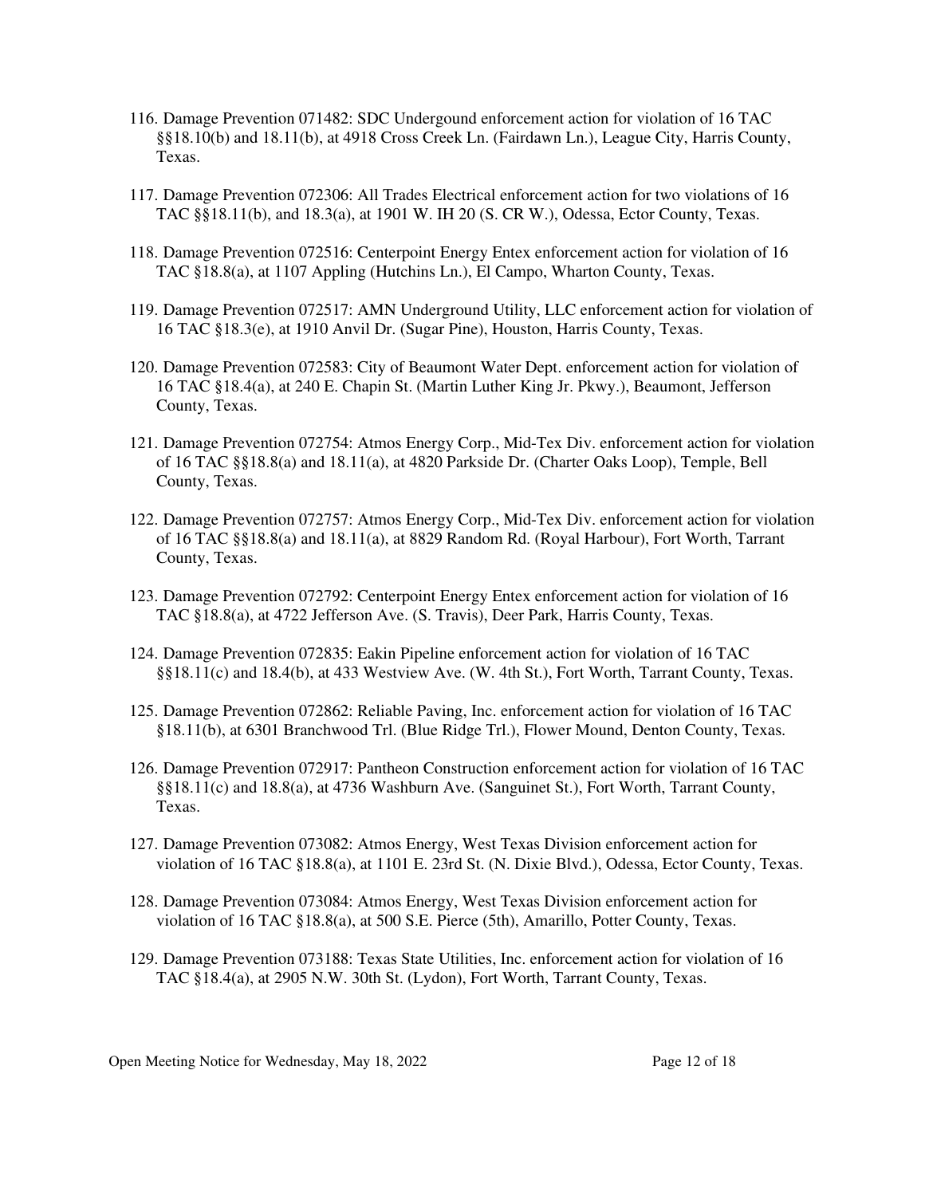116. Damage Prevention 071482: SDC Undergound enforcement action for violation of 16 TAC §§18.10(b) and 18.11(b), at 4918 Cross Creek Ln. (Fairdawn Ln.), League City, Harris County, Texas.

117. Damage Prevention 072306: All Trades Electrical enforcement action for two violations of 16 TAC §§18.11(b), and 18.3(a), at 1901 W. IH 20 (S. CR W.), Odessa, Ector County, Texas.

118. Damage Prevention 072516: Centerpoint Energy Entex enforcement action for violation of 16 TAC §18.8(a), at 1107 Appling (Hutchins Ln.), El Campo, Wharton County, Texas.

119. Damage Prevention 072517: AMN Underground Utility, LLC enforcement action for violation of 16 TAC §18.3(e), at 1910 Anvil Dr. (Sugar Pine), Houston, Harris County, Texas.

120. Damage Prevention 072583: City of Beaumont Water Dept. enforcement action for violation of 16 TAC §18.4(a), at 240 E. Chapin St. (Martin Luther King Jr. Pkwy.), Beaumont, Jefferson County, Texas.

121. Damage Prevention 072754: Atmos Energy Corp., Mid-Tex Div. enforcement action for violation of 16 TAC §§18.8(a) and 18.11(a), at 4820 Parkside Dr. (Charter Oaks Loop), Temple, Bell County, Texas.

122. Damage Prevention 072757: Atmos Energy Corp., Mid-Tex Div. enforcement action for violation of 16 TAC §§18.8(a) and 18.11(a), at 8829 Random Rd. (Royal Harbour), Fort Worth, Tarrant County, Texas.

123. Damage Prevention 072792: Centerpoint Energy Entex enforcement action for violation of 16 TAC §18.8(a), at 4722 Jefferson Ave. (S. Travis), Deer Park, Harris County, Texas.

124. Damage Prevention 072835: Eakin Pipeline enforcement action for violation of 16 TAC §§18.11(c) and 18.4(b), at 433 Westview Ave. (W. 4th St.), Fort Worth, Tarrant County, Texas.

125. Damage Prevention 072862: Reliable Paving, Inc. enforcement action for violation of 16 TAC §18.11(b), at 6301 Branchwood Trl. (Blue Ridge Trl.), Flower Mound, Denton County, Texas.

126. Damage Prevention 072917: Pantheon Construction enforcement action for violation of 16 TAC §§18.11(c) and 18.8(a), at 4736 Washburn Ave. (Sanguinet St.), Fort Worth, Tarrant County, Texas.

127. Damage Prevention 073082: Atmos Energy, West Texas Division enforcement action for violation of 16 TAC §18.8(a), at 1101 E. 23rd St. (N. Dixie Blvd.), Odessa, Ector County, Texas.

128. Damage Prevention 073084: Atmos Energy, West Texas Division enforcement action for violation of 16 TAC §18.8(a), at 500 S.E. Pierce (5th), Amarillo, Potter County, Texas.

129. Damage Prevention 073188: Texas State Utilities, Inc. enforcement action for violation of 16 TAC §18.4(a), at 2905 N.W. 30th St. (Lydon), Fort Worth, Tarrant County, Texas.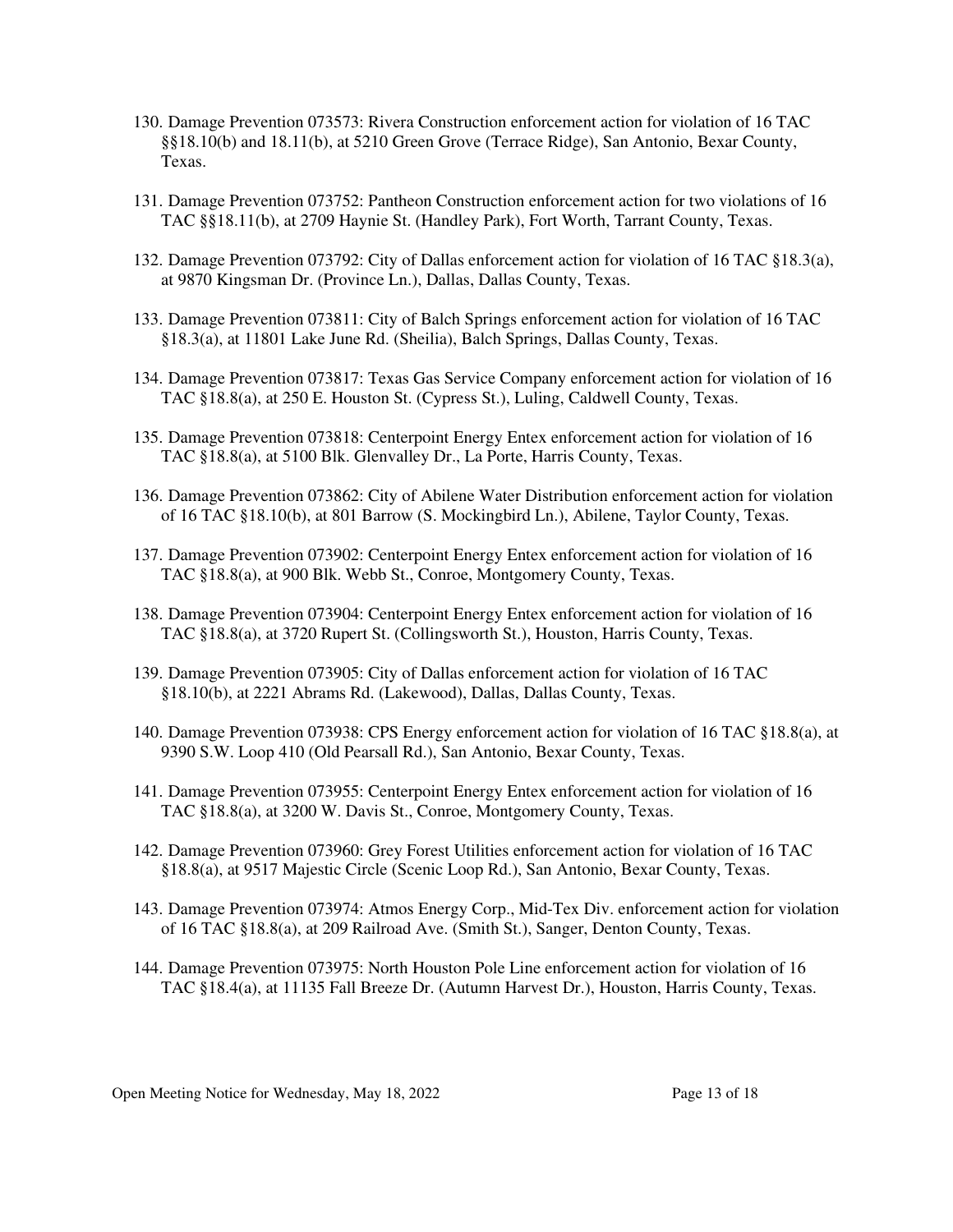130. Damage Prevention 073573: Rivera Construction enforcement action for violation of 16 TAC §§18.10(b) and 18.11(b), at 5210 Green Grove (Terrace Ridge), San Antonio, Bexar County, Texas.

131. Damage Prevention 073752: Pantheon Construction enforcement action for two violations of 16 TAC §§18.11(b), at 2709 Haynie St. (Handley Park), Fort Worth, Tarrant County, Texas.

132. Damage Prevention 073792: City of Dallas enforcement action for violation of 16 TAC §18.3(a), at 9870 Kingsman Dr. (Province Ln.), Dallas, Dallas County, Texas.

133. Damage Prevention 073811: City of Balch Springs enforcement action for violation of 16 TAC §18.3(a), at 11801 Lake June Rd. (Sheilia), Balch Springs, Dallas County, Texas.

134. Damage Prevention 073817: Texas Gas Service Company enforcement action for violation of 16 TAC §18.8(a), at 250 E. Houston St. (Cypress St.), Luling, Caldwell County, Texas.

135. Damage Prevention 073818: Centerpoint Energy Entex enforcement action for violation of 16 TAC §18.8(a), at 5100 Blk. Glenvalley Dr., La Porte, Harris County, Texas.

136. Damage Prevention 073862: City of Abilene Water Distribution enforcement action for violation of 16 TAC §18.10(b), at 801 Barrow (S. Mockingbird Ln.), Abilene, Taylor County, Texas.

137. Damage Prevention 073902: Centerpoint Energy Entex enforcement action for violation of 16 TAC §18.8(a), at 900 Blk. Webb St., Conroe, Montgomery County, Texas.

138. Damage Prevention 073904: Centerpoint Energy Entex enforcement action for violation of 16 TAC §18.8(a), at 3720 Rupert St. (Collingsworth St.), Houston, Harris County, Texas.

139. Damage Prevention 073905: City of Dallas enforcement action for violation of 16 TAC §18.10(b), at 2221 Abrams Rd. (Lakewood), Dallas, Dallas County, Texas.

140. Damage Prevention 073938: CPS Energy enforcement action for violation of 16 TAC §18.8(a), at 9390 S.W. Loop 410 (Old Pearsall Rd.), San Antonio, Bexar County, Texas.

141. Damage Prevention 073955: Centerpoint Energy Entex enforcement action for violation of 16 TAC §18.8(a), at 3200 W. Davis St., Conroe, Montgomery County, Texas.

142. Damage Prevention 073960: Grey Forest Utilities enforcement action for violation of 16 TAC §18.8(a), at 9517 Majestic Circle (Scenic Loop Rd.), San Antonio, Bexar County, Texas.

143. Damage Prevention 073974: Atmos Energy Corp., Mid-Tex Div. enforcement action for violation of 16 TAC §18.8(a), at 209 Railroad Ave. (Smith St.), Sanger, Denton County, Texas.

144. Damage Prevention 073975: North Houston Pole Line enforcement action for violation of 16 TAC §18.4(a), at 11135 Fall Breeze Dr. (Autumn Harvest Dr.), Houston, Harris County, Texas.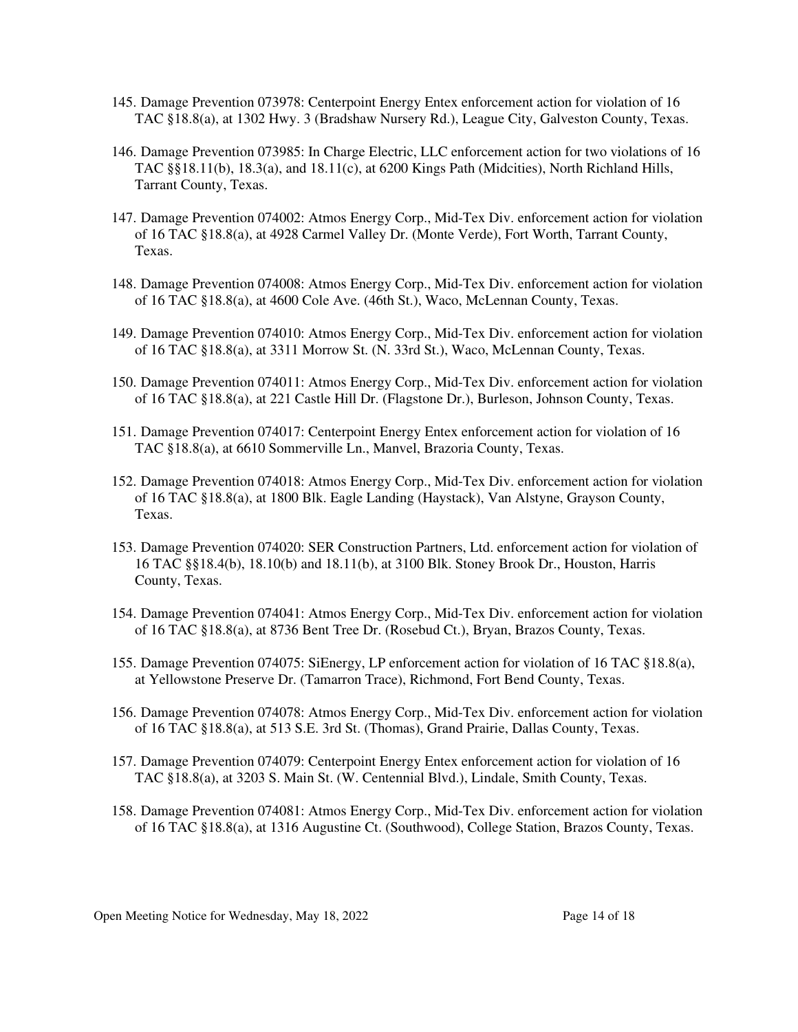145. Damage Prevention 073978: Centerpoint Energy Entex enforcement action for violation of 16 TAC §18.8(a), at 1302 Hwy. 3 (Bradshaw Nursery Rd.), League City, Galveston County, Texas.

146. Damage Prevention 073985: In Charge Electric, LLC enforcement action for two violations of 16 TAC §§18.11(b), 18.3(a), and 18.11(c), at 6200 Kings Path (Midcities), North Richland Hills, Tarrant County, Texas.

147. Damage Prevention 074002: Atmos Energy Corp., Mid-Tex Div. enforcement action for violation of 16 TAC §18.8(a), at 4928 Carmel Valley Dr. (Monte Verde), Fort Worth, Tarrant County, Texas.

148. Damage Prevention 074008: Atmos Energy Corp., Mid-Tex Div. enforcement action for violation of 16 TAC §18.8(a), at 4600 Cole Ave. (46th St.), Waco, McLennan County, Texas.

149. Damage Prevention 074010: Atmos Energy Corp., Mid-Tex Div. enforcement action for violation of 16 TAC §18.8(a), at 3311 Morrow St. (N. 33rd St.), Waco, McLennan County, Texas.

150. Damage Prevention 074011: Atmos Energy Corp., Mid-Tex Div. enforcement action for violation of 16 TAC §18.8(a), at 221 Castle Hill Dr. (Flagstone Dr.), Burleson, Johnson County, Texas.

151. Damage Prevention 074017: Centerpoint Energy Entex enforcement action for violation of 16 TAC §18.8(a), at 6610 Sommerville Ln., Manvel, Brazoria County, Texas.

152. Damage Prevention 074018: Atmos Energy Corp., Mid-Tex Div. enforcement action for violation of 16 TAC §18.8(a), at 1800 Blk. Eagle Landing (Haystack), Van Alstyne, Grayson County, Texas.

153. Damage Prevention 074020: SER Construction Partners, Ltd. enforcement action for violation of 16 TAC §§18.4(b), 18.10(b) and 18.11(b), at 3100 Blk. Stoney Brook Dr., Houston, Harris County, Texas.

154. Damage Prevention 074041: Atmos Energy Corp., Mid-Tex Div. enforcement action for violation of 16 TAC §18.8(a), at 8736 Bent Tree Dr. (Rosebud Ct.), Bryan, Brazos County, Texas.

155. Damage Prevention 074075: SiEnergy, LP enforcement action for violation of 16 TAC §18.8(a), at Yellowstone Preserve Dr. (Tamarron Trace), Richmond, Fort Bend County, Texas.

156. Damage Prevention 074078: Atmos Energy Corp., Mid-Tex Div. enforcement action for violation of 16 TAC §18.8(a), at 513 S.E. 3rd St. (Thomas), Grand Prairie, Dallas County, Texas.

157. Damage Prevention 074079: Centerpoint Energy Entex enforcement action for violation of 16 TAC §18.8(a), at 3203 S. Main St. (W. Centennial Blvd.), Lindale, Smith County, Texas.

158. Damage Prevention 074081: Atmos Energy Corp., Mid-Tex Div. enforcement action for violation of 16 TAC §18.8(a), at 1316 Augustine Ct. (Southwood), College Station, Brazos County, Texas.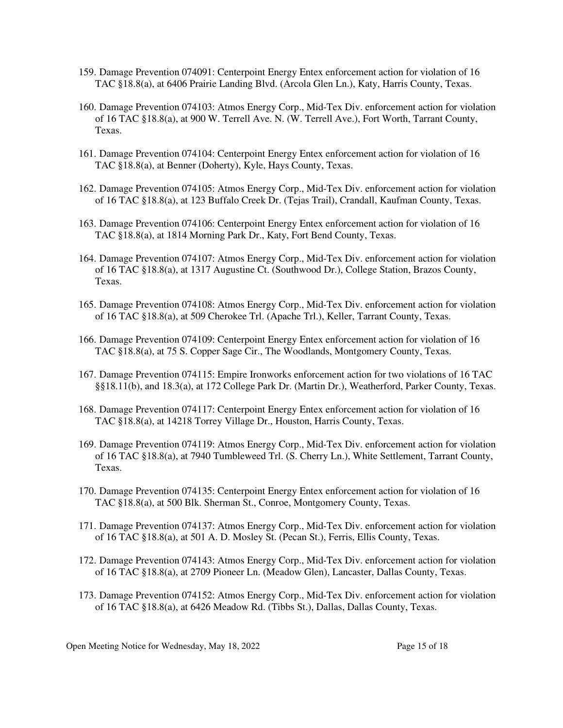159. Damage Prevention 074091: Centerpoint Energy Entex enforcement action for violation of 16 TAC §18.8(a), at 6406 Prairie Landing Blvd. (Arcola Glen Ln.), Katy, Harris County, Texas.

160. Damage Prevention 074103: Atmos Energy Corp., Mid-Tex Div. enforcement action for violation of 16 TAC §18.8(a), at 900 W. Terrell Ave. N. (W. Terrell Ave.), Fort Worth, Tarrant County, Texas.

161. Damage Prevention 074104: Centerpoint Energy Entex enforcement action for violation of 16 TAC §18.8(a), at Benner (Doherty), Kyle, Hays County, Texas.

162. Damage Prevention 074105: Atmos Energy Corp., Mid-Tex Div. enforcement action for violation of 16 TAC §18.8(a), at 123 Buffalo Creek Dr. (Tejas Trail), Crandall, Kaufman County, Texas.

163. Damage Prevention 074106: Centerpoint Energy Entex enforcement action for violation of 16 TAC §18.8(a), at 1814 Morning Park Dr., Katy, Fort Bend County, Texas.

164. Damage Prevention 074107: Atmos Energy Corp., Mid-Tex Div. enforcement action for violation of 16 TAC §18.8(a), at 1317 Augustine Ct. (Southwood Dr.), College Station, Brazos County, Texas.

165. Damage Prevention 074108: Atmos Energy Corp., Mid-Tex Div. enforcement action for violation of 16 TAC §18.8(a), at 509 Cherokee Trl. (Apache Trl.), Keller, Tarrant County, Texas.

166. Damage Prevention 074109: Centerpoint Energy Entex enforcement action for violation of 16 TAC §18.8(a), at 75 S. Copper Sage Cir., The Woodlands, Montgomery County, Texas.

167. Damage Prevention 074115: Empire Ironworks enforcement action for two violations of 16 TAC §§18.11(b), and 18.3(a), at 172 College Park Dr. (Martin Dr.), Weatherford, Parker County, Texas.

168. Damage Prevention 074117: Centerpoint Energy Entex enforcement action for violation of 16 TAC §18.8(a), at 14218 Torrey Village Dr., Houston, Harris County, Texas.

169. Damage Prevention 074119: Atmos Energy Corp., Mid-Tex Div. enforcement action for violation of 16 TAC §18.8(a), at 7940 Tumbleweed Trl. (S. Cherry Ln.), White Settlement, Tarrant County, Texas.

170. Damage Prevention 074135: Centerpoint Energy Entex enforcement action for violation of 16 TAC §18.8(a), at 500 Blk. Sherman St., Conroe, Montgomery County, Texas.

171. Damage Prevention 074137: Atmos Energy Corp., Mid-Tex Div. enforcement action for violation of 16 TAC §18.8(a), at 501 A. D. Mosley St. (Pecan St.), Ferris, Ellis County, Texas.

172. Damage Prevention 074143: Atmos Energy Corp., Mid-Tex Div. enforcement action for violation of 16 TAC §18.8(a), at 2709 Pioneer Ln. (Meadow Glen), Lancaster, Dallas County, Texas.

173. Damage Prevention 074152: Atmos Energy Corp., Mid-Tex Div. enforcement action for violation of 16 TAC §18.8(a), at 6426 Meadow Rd. (Tibbs St.), Dallas, Dallas County, Texas.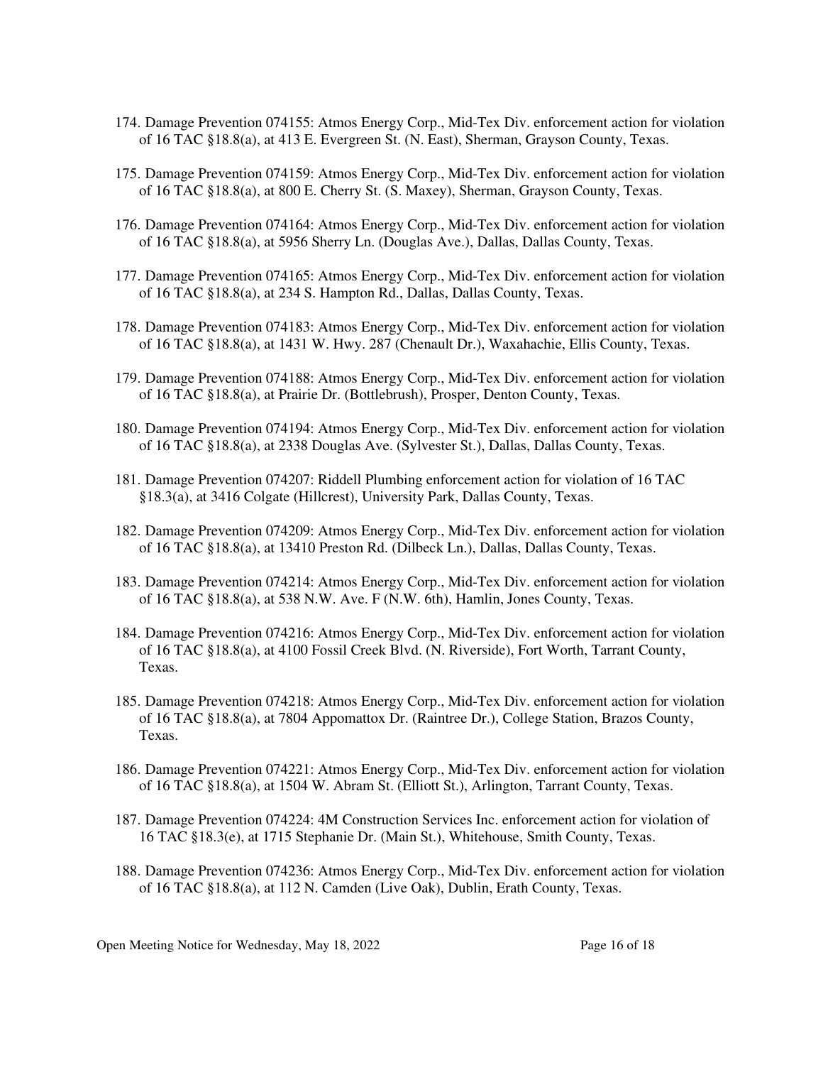174. Damage Prevention 074155: Atmos Energy Corp., Mid-Tex Div. enforcement action for violation of 16 TAC §18.8(a), at 413 E. Evergreen St. (N. East), Sherman, Grayson County, Texas.

175. Damage Prevention 074159: Atmos Energy Corp., Mid-Tex Div. enforcement action for violation of 16 TAC §18.8(a), at 800 E. Cherry St. (S. Maxey), Sherman, Grayson County, Texas.

176. Damage Prevention 074164: Atmos Energy Corp., Mid-Tex Div. enforcement action for violation of 16 TAC §18.8(a), at 5956 Sherry Ln. (Douglas Ave.), Dallas, Dallas County, Texas.

177. Damage Prevention 074165: Atmos Energy Corp., Mid-Tex Div. enforcement action for violation of 16 TAC §18.8(a), at 234 S. Hampton Rd., Dallas, Dallas County, Texas.

178. Damage Prevention 074183: Atmos Energy Corp., Mid-Tex Div. enforcement action for violation of 16 TAC §18.8(a), at 1431 W. Hwy. 287 (Chenault Dr.), Waxahachie, Ellis County, Texas.

179. Damage Prevention 074188: Atmos Energy Corp., Mid-Tex Div. enforcement action for violation of 16 TAC §18.8(a), at Prairie Dr. (Bottlebrush), Prosper, Denton County, Texas.

180. Damage Prevention 074194: Atmos Energy Corp., Mid-Tex Div. enforcement action for violation of 16 TAC §18.8(a), at 2338 Douglas Ave. (Sylvester St.), Dallas, Dallas County, Texas.

181. Damage Prevention 074207: Riddell Plumbing enforcement action for violation of 16 TAC §18.3(a), at 3416 Colgate (Hillcrest), University Park, Dallas County, Texas.

182. Damage Prevention 074209: Atmos Energy Corp., Mid-Tex Div. enforcement action for violation of 16 TAC §18.8(a), at 13410 Preston Rd. (Dilbeck Ln.), Dallas, Dallas County, Texas.

183. Damage Prevention 074214: Atmos Energy Corp., Mid-Tex Div. enforcement action for violation of 16 TAC §18.8(a), at 538 N.W. Ave. F (N.W. 6th), Hamlin, Jones County, Texas.

184. Damage Prevention 074216: Atmos Energy Corp., Mid-Tex Div. enforcement action for violation of 16 TAC §18.8(a), at 4100 Fossil Creek Blvd. (N. Riverside), Fort Worth, Tarrant County, Texas.

185. Damage Prevention 074218: Atmos Energy Corp., Mid-Tex Div. enforcement action for violation of 16 TAC §18.8(a), at 7804 Appomattox Dr. (Raintree Dr.), College Station, Brazos County, Texas.

186. Damage Prevention 074221: Atmos Energy Corp., Mid-Tex Div. enforcement action for violation of 16 TAC §18.8(a), at 1504 W. Abram St. (Elliott St.), Arlington, Tarrant County, Texas.

187. Damage Prevention 074224: 4M Construction Services Inc. enforcement action for violation of 16 TAC §18.3(e), at 1715 Stephanie Dr. (Main St.), Whitehouse, Smith County, Texas.

188. Damage Prevention 074236: Atmos Energy Corp., Mid-Tex Div. enforcement action for violation of 16 TAC §18.8(a), at 112 N. Camden (Live Oak), Dublin, Erath County, Texas.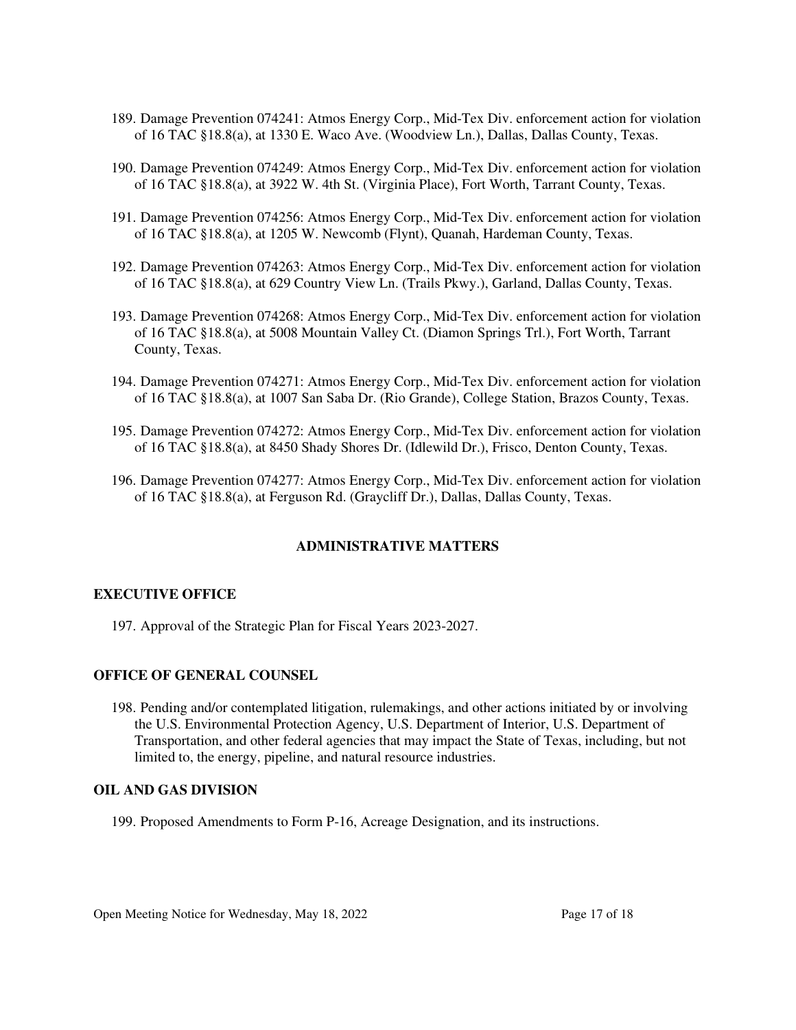189. Damage Prevention 074241: Atmos Energy Corp., Mid-Tex Div. enforcement action for violation of 16 TAC §18.8(a), at 1330 E. Waco Ave. (Woodview Ln.), Dallas, Dallas County, Texas.

190. Damage Prevention 074249: Atmos Energy Corp., Mid-Tex Div. enforcement action for violation of 16 TAC §18.8(a), at 3922 W. 4th St. (Virginia Place), Fort Worth, Tarrant County, Texas.

191. Damage Prevention 074256: Atmos Energy Corp., Mid-Tex Div. enforcement action for violation of 16 TAC §18.8(a), at 1205 W. Newcomb (Flynt), Quanah, Hardeman County, Texas.

192. Damage Prevention 074263: Atmos Energy Corp., Mid-Tex Div. enforcement action for violation of 16 TAC §18.8(a), at 629 Country View Ln. (Trails Pkwy.), Garland, Dallas County, Texas.

193. Damage Prevention 074268: Atmos Energy Corp., Mid-Tex Div. enforcement action for violation of 16 TAC §18.8(a), at 5008 Mountain Valley Ct. (Diamon Springs Trl.), Fort Worth, Tarrant County, Texas.

194. Damage Prevention 074271: Atmos Energy Corp., Mid-Tex Div. enforcement action for violation of 16 TAC §18.8(a), at 1007 San Saba Dr. (Rio Grande), College Station, Brazos County, Texas.

195. Damage Prevention 074272: Atmos Energy Corp., Mid-Tex Div. enforcement action for violation of 16 TAC §18.8(a), at 8450 Shady Shores Dr. (Idlewild Dr.), Frisco, Denton County, Texas.

196. Damage Prevention 074277: Atmos Energy Corp., Mid-Tex Div. enforcement action for violation of 16 TAC §18.8(a), at Ferguson Rd. (Graycliff Dr.), Dallas, Dallas County, Texas.

## ADMINISTRATIVE MATTERS

### EXECUTIVE OFFICE

197. Approval of the Strategic Plan for Fiscal Years 2023-2027.

### OFFICE OF GENERAL COUNSEL

198. Pending and/or contemplated litigation, rulemakings, and other actions initiated by or involving the U.S. Environmental Protection Agency, U.S. Department of Interior, U.S. Department of Transportation, and other federal agencies that may impact the State of Texas, including, but not limited to, the energy, pipeline, and natural resource industries.

### OIL AND GAS DIVISION

199. Proposed Amendments to Form P-16, Acreage Designation, and its instructions.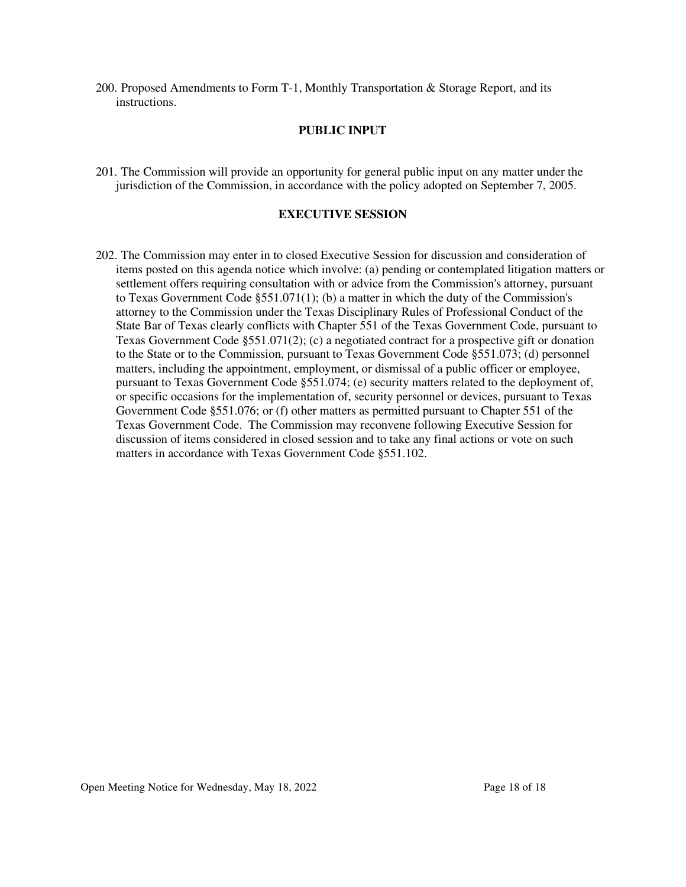200. Proposed Amendments to Form T-1, Monthly Transportation & Storage Report, and its instructions.

## PUBLIC INPUT

201. The Commission will provide an opportunity for general public input on any matter under the jurisdiction of the Commission, in accordance with the policy adopted on September 7, 2005.

## EXECUTIVE SESSION

202. The Commission may enter in to closed Executive Session for discussion and consideration of items posted on this agenda notice which involve: (a) pending or contemplated litigation matters or settlement offers requiring consultation with or advice from the Commission's attorney, pursuant to Texas Government Code §551.071(1); (b) a matter in which the duty of the Commission's attorney to the Commission under the Texas Disciplinary Rules of Professional Conduct of the State Bar of Texas clearly conflicts with Chapter 551 of the Texas Government Code, pursuant to Texas Government Code §551.071(2); (c) a negotiated contract for a prospective gift or donation to the State or to the Commission, pursuant to Texas Government Code §551.073; (d) personnel matters, including the appointment, employment, or dismissal of a public officer or employee, pursuant to Texas Government Code §551.074; (e) security matters related to the deployment of, or specific occasions for the implementation of, security personnel or devices, pursuant to Texas Government Code §551.076; or (f) other matters as permitted pursuant to Chapter 551 of the Texas Government Code. The Commission may reconvene following Executive Session for discussion of items considered in closed session and to take any final actions or vote on such matters in accordance with Texas Government Code §551.102.